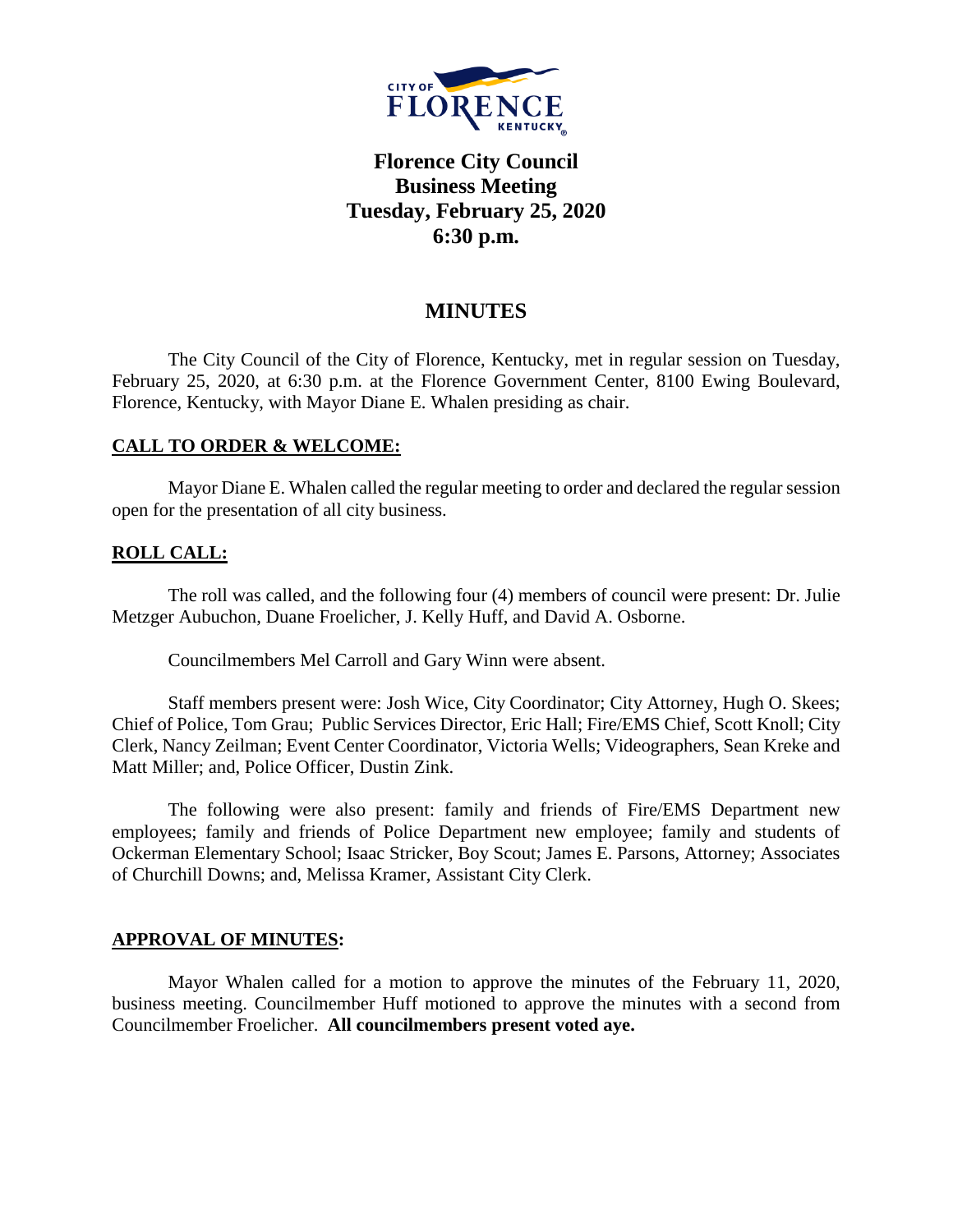# Florence City Council
## Business Meeting
## Tuesday, February 25, 2020
## 6:30 p.m.

## MINUTES

The City Council of the City of Florence, Kentucky, met in regular session on Tuesday, February 25, 2020, at 6:30 p.m. at the Florence Government Center, 8100 Ewing Boulevard, Florence, Kentucky, with Mayor Diane E. Whalen presiding as chair.

### CALL TO ORDER & WELCOME:

Mayor Diane E. Whalen called the regular meeting to order and declared the regular session open for the presentation of all city business.

### ROLL CALL:

The roll was called, and the following four (4) members of council were present: Dr. Julie Metzger Aubuchon, Duane Froelicher, J. Kelly Huff, and David A. Osborne.

Councilmembers Mel Carroll and Gary Winn were absent.

Staff members present were: Josh Wice, City Coordinator; City Attorney, Hugh O. Skees; Chief of Police, Tom Grau; Public Services Director, Eric Hall; Fire/EMS Chief, Scott Knoll; City Clerk, Nancy Zeilman; Event Center Coordinator, Victoria Wells; Videographers, Sean Kreke and Matt Miller; and, Police Officer, Dustin Zink.

The following were also present: family and friends of Fire/EMS Department new employees; family and friends of Police Department new employee; family and students of Ockerman Elementary School; Isaac Stricker, Boy Scout; James E. Parsons, Attorney; Associates of Churchill Downs; and, Melissa Kramer, Assistant City Clerk.

### APPROVAL OF MINUTES:

Mayor Whalen called for a motion to approve the minutes of the February 11, 2020, business meeting. Councilmember Huff motioned to approve the minutes with a second from Councilmember Froelicher. **All councilmembers present voted aye.**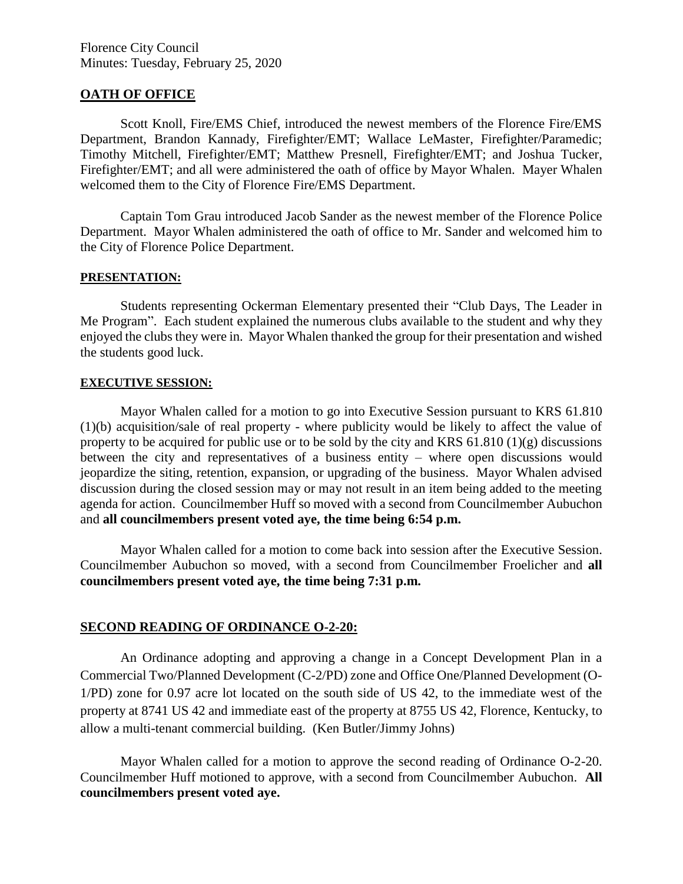## OATH OF OFFICE

Scott Knoll, Fire/EMS Chief, introduced the newest members of the Florence Fire/EMS Department, Brandon Kannady, Firefighter/EMT; Wallace LeMaster, Firefighter/Paramedic; Timothy Mitchell, Firefighter/EMT; Matthew Presnell, Firefighter/EMT; and Joshua Tucker, Firefighter/EMT; and all were administered the oath of office by Mayor Whalen. Mayer Whalen welcomed them to the City of Florence Fire/EMS Department.

Captain Tom Grau introduced Jacob Sander as the newest member of the Florence Police Department. Mayor Whalen administered the oath of office to Mr. Sander and welcomed him to the City of Florence Police Department.

## PRESENTATION:

Students representing Ockerman Elementary presented their "Club Days, The Leader in Me Program". Each student explained the numerous clubs available to the student and why they enjoyed the clubs they were in. Mayor Whalen thanked the group for their presentation and wished the students good luck.

## EXECUTIVE SESSION:

Mayor Whalen called for a motion to go into Executive Session pursuant to KRS 61.810 (1)(b) acquisition/sale of real property - where publicity would be likely to affect the value of property to be acquired for public use or to be sold by the city and KRS 61.810 (1)(g) discussions between the city and representatives of a business entity – where open discussions would jeopardize the siting, retention, expansion, or upgrading of the business. Mayor Whalen advised discussion during the closed session may or may not result in an item being added to the meeting agenda for action. Councilmember Huff so moved with a second from Councilmember Aubuchon and **all councilmembers present voted aye, the time being 6:54 p.m.**

Mayor Whalen called for a motion to come back into session after the Executive Session. Councilmember Aubuchon so moved, with a second from Councilmember Froelicher and **all councilmembers present voted aye, the time being 7:31 p.m.**

## SECOND READING OF ORDINANCE O-2-20:

An Ordinance adopting and approving a change in a Concept Development Plan in a Commercial Two/Planned Development (C-2/PD) zone and Office One/Planned Development (O-1/PD) zone for 0.97 acre lot located on the south side of US 42, to the immediate west of the property at 8741 US 42 and immediate east of the property at 8755 US 42, Florence, Kentucky, to allow a multi-tenant commercial building. (Ken Butler/Jimmy Johns)

Mayor Whalen called for a motion to approve the second reading of Ordinance O-2-20. Councilmember Huff motioned to approve, with a second from Councilmember Aubuchon. **All councilmembers present voted aye.**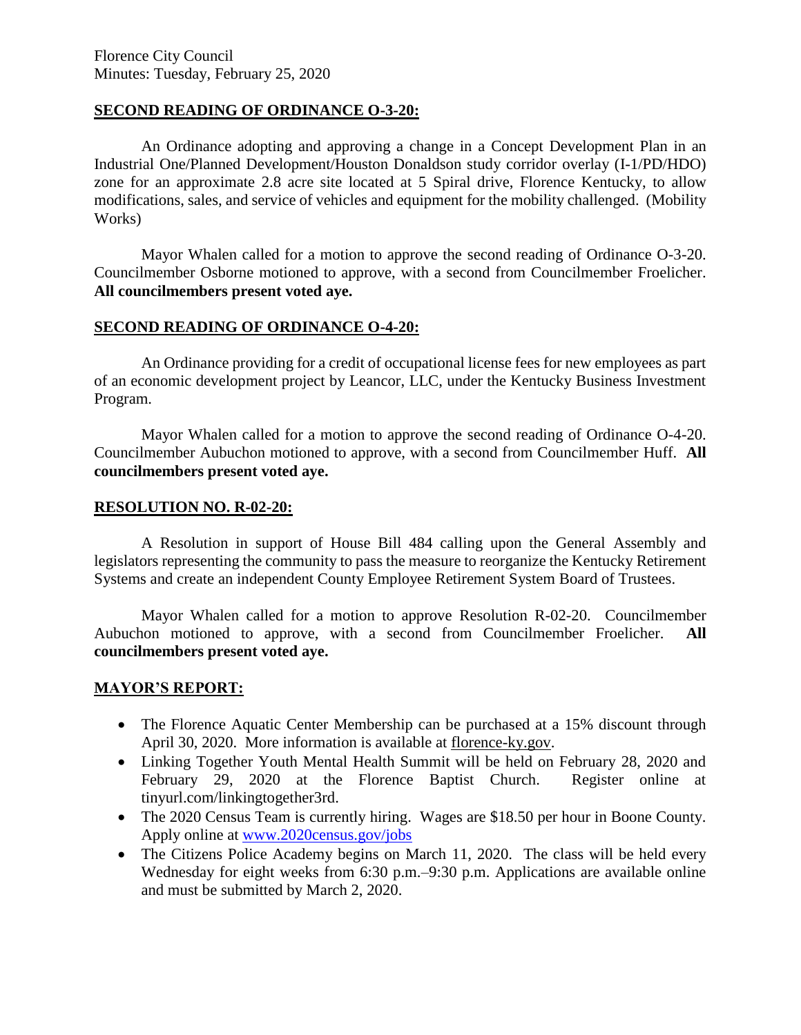## SECOND READING OF ORDINANCE O-3-20:

An Ordinance adopting and approving a change in a Concept Development Plan in an Industrial One/Planned Development/Houston Donaldson study corridor overlay (I-1/PD/HDO) zone for an approximate 2.8 acre site located at 5 Spiral drive, Florence Kentucky, to allow modifications, sales, and service of vehicles and equipment for the mobility challenged. (Mobility Works)

Mayor Whalen called for a motion to approve the second reading of Ordinance O-3-20. Councilmember Osborne motioned to approve, with a second from Councilmember Froelicher. **All councilmembers present voted aye.**

## SECOND READING OF ORDINANCE O-4-20:

An Ordinance providing for a credit of occupational license fees for new employees as part of an economic development project by Leancor, LLC, under the Kentucky Business Investment Program.

Mayor Whalen called for a motion to approve the second reading of Ordinance O-4-20. Councilmember Aubuchon motioned to approve, with a second from Councilmember Huff. **All councilmembers present voted aye.**

## RESOLUTION NO. R-02-20:

A Resolution in support of House Bill 484 calling upon the General Assembly and legislators representing the community to pass the measure to reorganize the Kentucky Retirement Systems and create an independent County Employee Retirement System Board of Trustees.

Mayor Whalen called for a motion to approve Resolution R-02-20. Councilmember Aubuchon motioned to approve, with a second from Councilmember Froelicher. **All councilmembers present voted aye.**

## MAYOR'S REPORT:

- The Florence Aquatic Center Membership can be purchased at a 15% discount through April 30, 2020. More information is available at florence-ky.gov.
- Linking Together Youth Mental Health Summit will be held on February 28, 2020 and February 29, 2020 at the Florence Baptist Church. Register online at tinyurl.com/linkingtogether3rd.
- The 2020 Census Team is currently hiring. Wages are $18.50 per hour in Boone County. Apply online at www.2020census.gov/jobs
- The Citizens Police Academy begins on March 11, 2020. The class will be held every Wednesday for eight weeks from 6:30 p.m.–9:30 p.m. Applications are available online and must be submitted by March 2, 2020.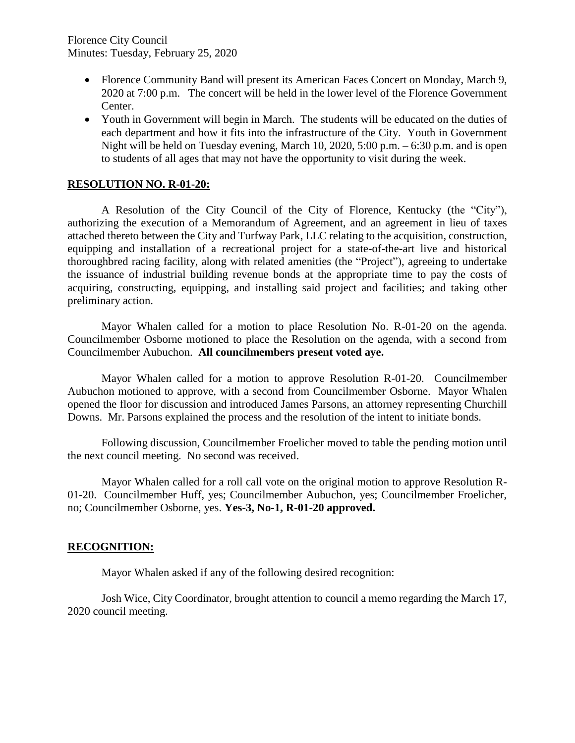- Florence Community Band will present its American Faces Concert on Monday, March 9, 2020 at 7:00 p.m. The concert will be held in the lower level of the Florence Government Center.
- Youth in Government will begin in March. The students will be educated on the duties of each department and how it fits into the infrastructure of the City. Youth in Government Night will be held on Tuesday evening, March 10, 2020, 5:00 p.m. – 6:30 p.m. and is open to students of all ages that may not have the opportunity to visit during the week.

## RESOLUTION NO. R-01-20:

A Resolution of the City Council of the City of Florence, Kentucky (the "City"), authorizing the execution of a Memorandum of Agreement, and an agreement in lieu of taxes attached thereto between the City and Turfway Park, LLC relating to the acquisition, construction, equipping and installation of a recreational project for a state-of-the-art live and historical thoroughbred racing facility, along with related amenities (the "Project"), agreeing to undertake the issuance of industrial building revenue bonds at the appropriate time to pay the costs of acquiring, constructing, equipping, and installing said project and facilities; and taking other preliminary action.

Mayor Whalen called for a motion to place Resolution No. R-01-20 on the agenda. Councilmember Osborne motioned to place the Resolution on the agenda, with a second from Councilmember Aubuchon. **All councilmembers present voted aye.**

Mayor Whalen called for a motion to approve Resolution R-01-20. Councilmember Aubuchon motioned to approve, with a second from Councilmember Osborne. Mayor Whalen opened the floor for discussion and introduced James Parsons, an attorney representing Churchill Downs. Mr. Parsons explained the process and the resolution of the intent to initiate bonds.

Following discussion, Councilmember Froelicher moved to table the pending motion until the next council meeting. No second was received.

Mayor Whalen called for a roll call vote on the original motion to approve Resolution R-01-20. Councilmember Huff, yes; Councilmember Aubuchon, yes; Councilmember Froelicher, no; Councilmember Osborne, yes. **Yes-3, No-1, R-01-20 approved.**

## RECOGNITION:

Mayor Whalen asked if any of the following desired recognition:

Josh Wice, City Coordinator, brought attention to council a memo regarding the March 17, 2020 council meeting.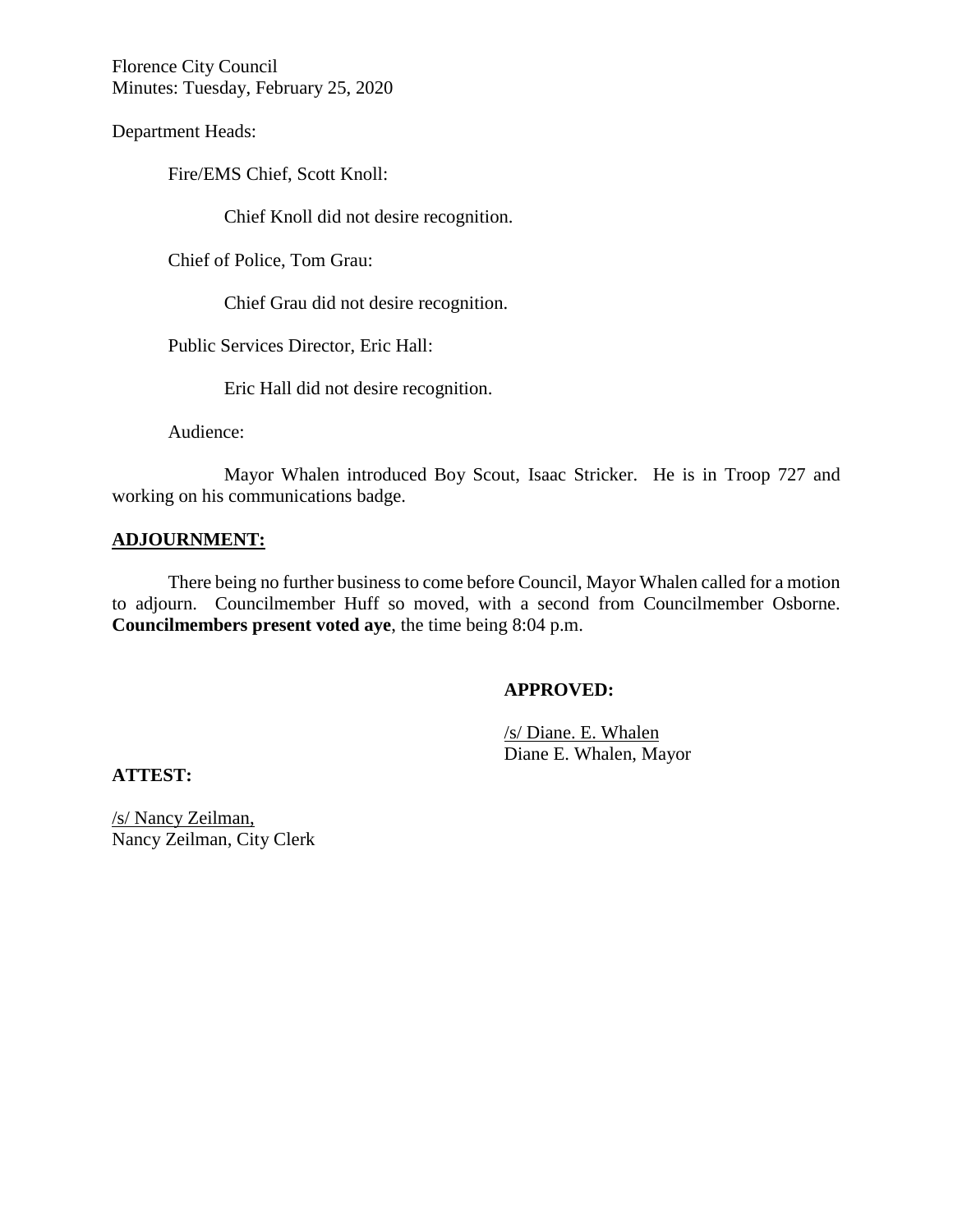Department Heads:

Fire/EMS Chief, Scott Knoll:

Chief Knoll did not desire recognition.

Chief of Police, Tom Grau:

Chief Grau did not desire recognition.

Public Services Director, Eric Hall:

Eric Hall did not desire recognition.

Audience:

Mayor Whalen introduced Boy Scout, Isaac Stricker. He is in Troop 727 and working on his communications badge.

**ADJOURNMENT:**

There being no further business to come before Council, Mayor Whalen called for a motion to adjourn. Councilmember Huff so moved, with a second from Councilmember Osborne. **Councilmembers present voted aye**, the time being 8:04 p.m.

**APPROVED:**

/s/ Diane. E. Whalen
Diane E. Whalen, Mayor

**ATTEST:**

/s/ Nancy Zeilman,
Nancy Zeilman, City Clerk